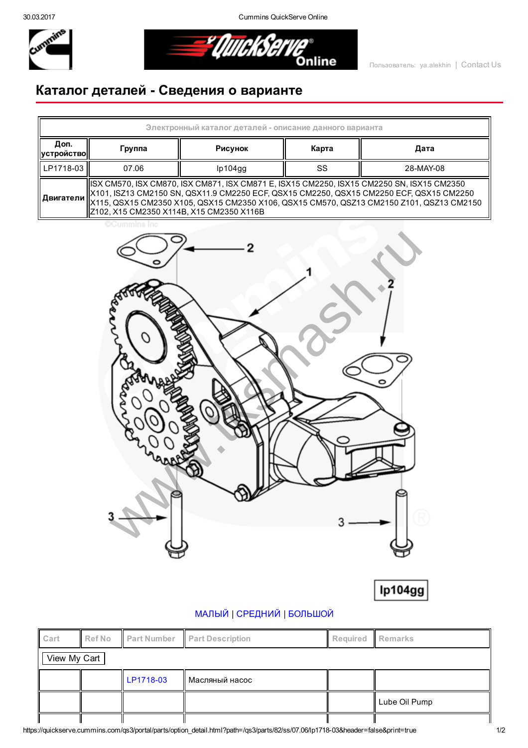# Каталог деталей - Сведения о варианте

| Электронный каталог деталей - описание данного варианта | | | | |
|---|---|---|---|---|
| Доп. устройство | Группа | Рисунок | Карта | Дата |
| LP1718-03 | 07.06 | lp104gg | SS | 28-MAY-08 |
| Двигатели | ISX CM570, ISX CM870, ISX CM871, ISX CM871 E, ISX15 CM2250, ISX15 CM2250 SN, ISX15 CM2350 X101, ISZ13 CM2150 SN, QSX11.9 CM2250 ECF, QSX15 CM2250, QSX15 CM2250 ECF, QSX15 CM2250 X115, QSX15 CM2350 X105, QSX15 CM2350 X106, QSX15 CM570, QSZ13 CM2150 Z101, QSZ13 CM2150 Z102, X15 CM2350 X114B, X15 CM2350 X116B | | | |

lp104gg

МАЛЫЙ | СРЕДНИЙ | БОЛЬШОЙ

| Cart | Ref No | Part Number | Part Description | Required | Remarks |
|---|---|---|---|---|---|
| View My Cart | | | | | |
| | | LP1718-03 | Масляный насос | | |
| | | | | | Lube Oil Pump |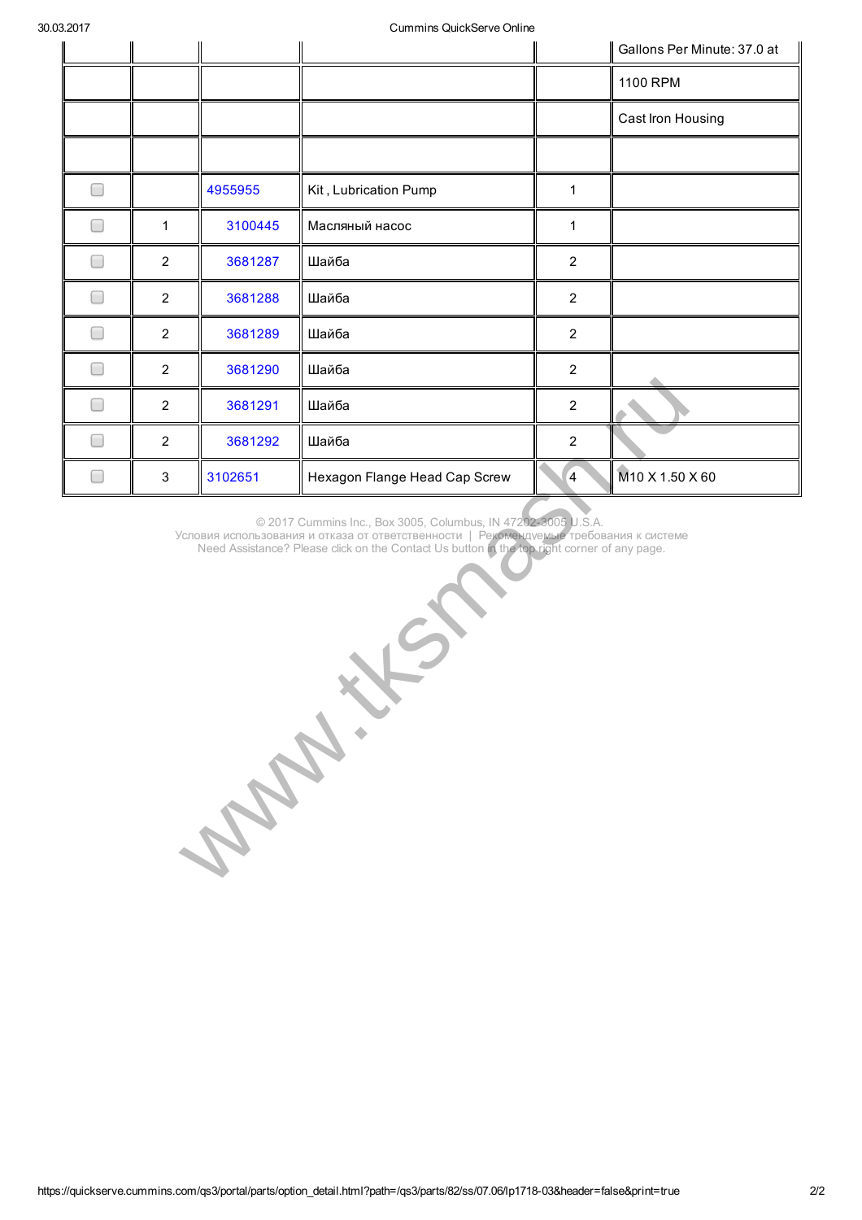| | | | | | |
|---|---|---|---|---|---|
| | | | | | Gallons Per Minute: 37.0 at |
| | | | | | 1100 RPM |
| | | | | | Cast Iron Housing |
| | | | | | |
| ☐ | | 4955955 | Kit , Lubrication Pump | 1 | |
| ☐ | 1 | 3100445 | Масляный насос | 1 | |
| ☐ | 2 | 3681287 | Шайба | 2 | |
| ☐ | 2 | 3681288 | Шайба | 2 | |
| ☐ | 2 | 3681289 | Шайба | 2 | |
| ☐ | 2 | 3681290 | Шайба | 2 | |
| ☐ | 2 | 3681291 | Шайба | 2 | |
| ☐ | 2 | 3681292 | Шайба | 2 | |
| ☐ | 3 | 3102651 | Hexagon Flange Head Cap Screw | 4 | M10 X 1.50 X 60 |

© 2017 Cummins Inc., Box 3005, Columbus, IN 47202-3005 U.S.A.
Условия использования и отказа от ответственности | Рекомендуемые требования к системе
Need Assistance? Please click on the Contact Us button in the top right corner of any page.